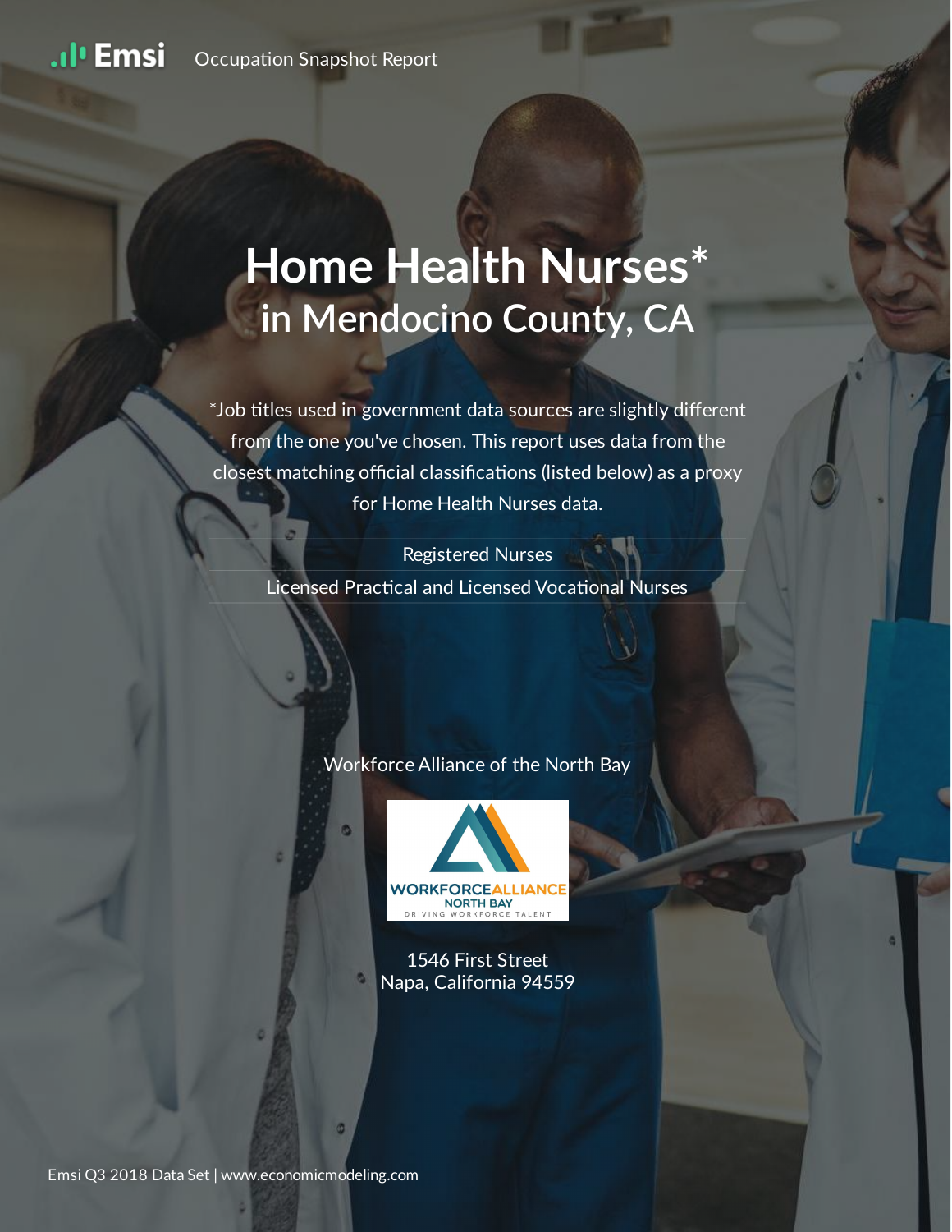Emsi Occupation Snapshot Report

# Home Health Nurses*
## in Mendocino County, CA

*Job titles used in government data sources are slightly different from the one you've chosen. This report uses data from the closest matching official classifications (listed below) as a proxy for Home Health Nurses data.

Registered Nurses

Licensed Practical and Licensed Vocational Nurses

Workforce Alliance of the North Bay

WORKFORCEALLIANCE NORTH BAY
DRIVING WORKFORCE TALENT

1546 First Street
Napa, California 94559

Emsi Q3 2018 Data Set | www.economicmodeling.com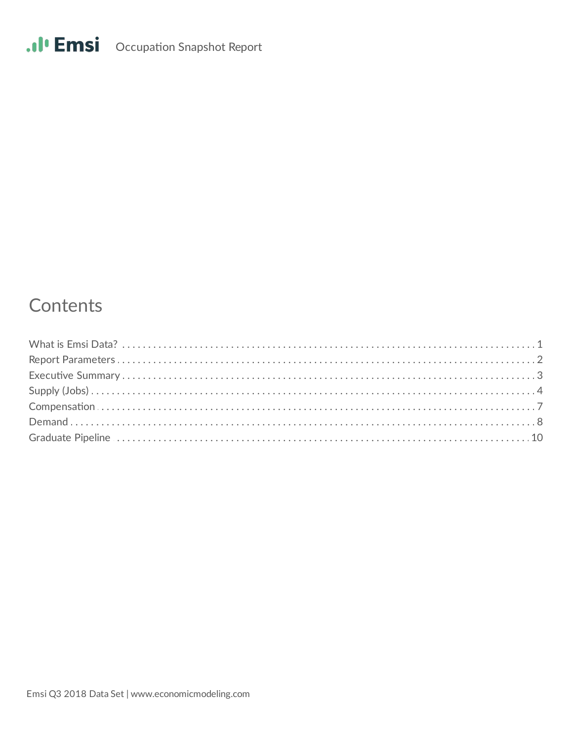# Contents

| | |
|---|---|
| What is Emsi Data? | 1 |
| Report Parameters | 2 |
| Executive Summary | 3 |
| Supply (Jobs) | 4 |
| Compensation | 7 |
| Demand | 8 |
| Graduate Pipeline | 10 |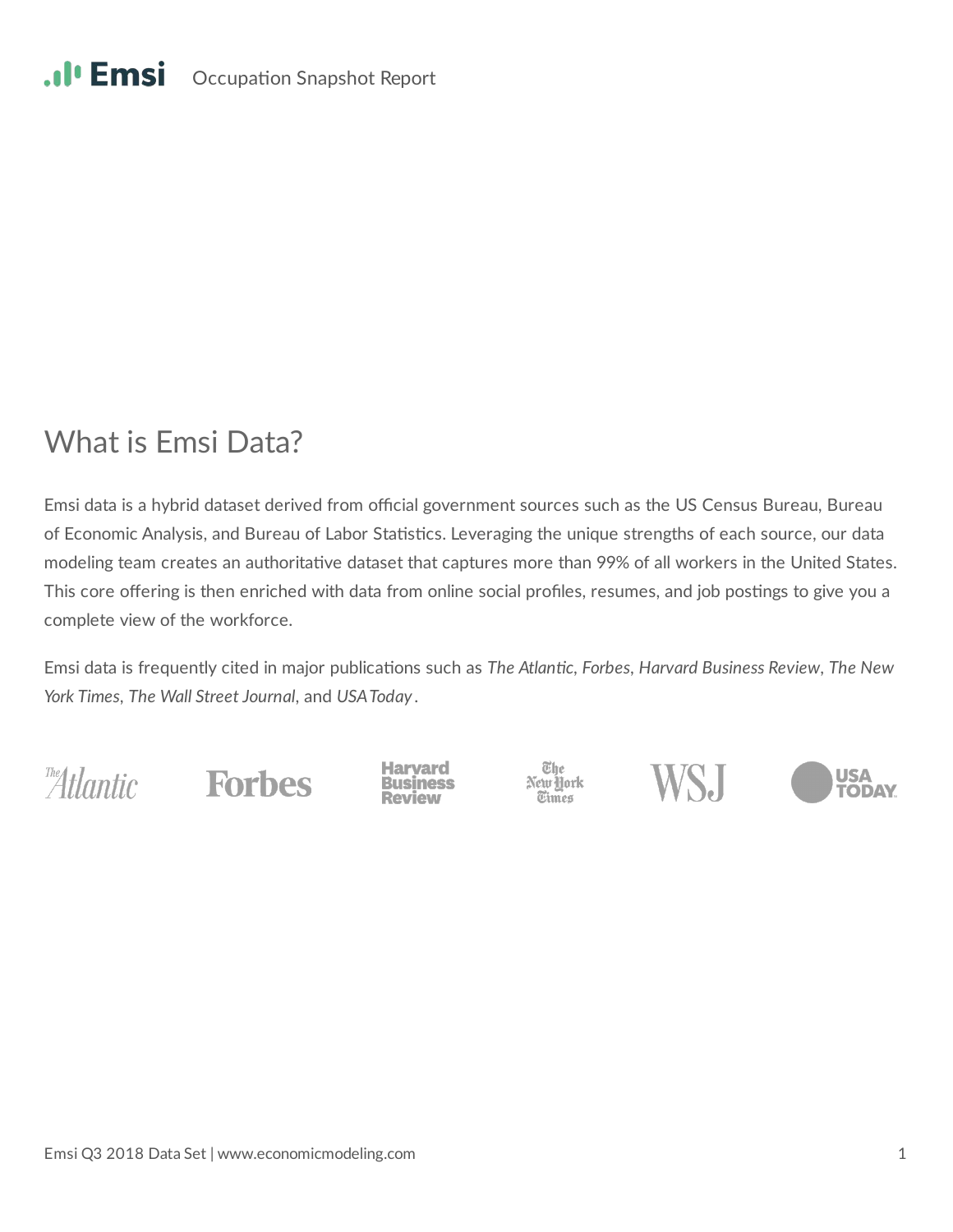# What is Emsi Data?

Emsi data is a hybrid dataset derived from official government sources such as the US Census Bureau, Bureau of Economic Analysis, and Bureau of Labor Statistics. Leveraging the unique strengths of each source, our data modeling team creates an authoritative dataset that captures more than 99% of all workers in the United States. This core offering is then enriched with data from online social profiles, resumes, and job postings to give you a complete view of the workforce.

Emsi data is frequently cited in major publications such as *The Atlantic*, *Forbes*, *Harvard Business Review*, *The New York Times*, *The Wall Street Journal*, and *USA Today*.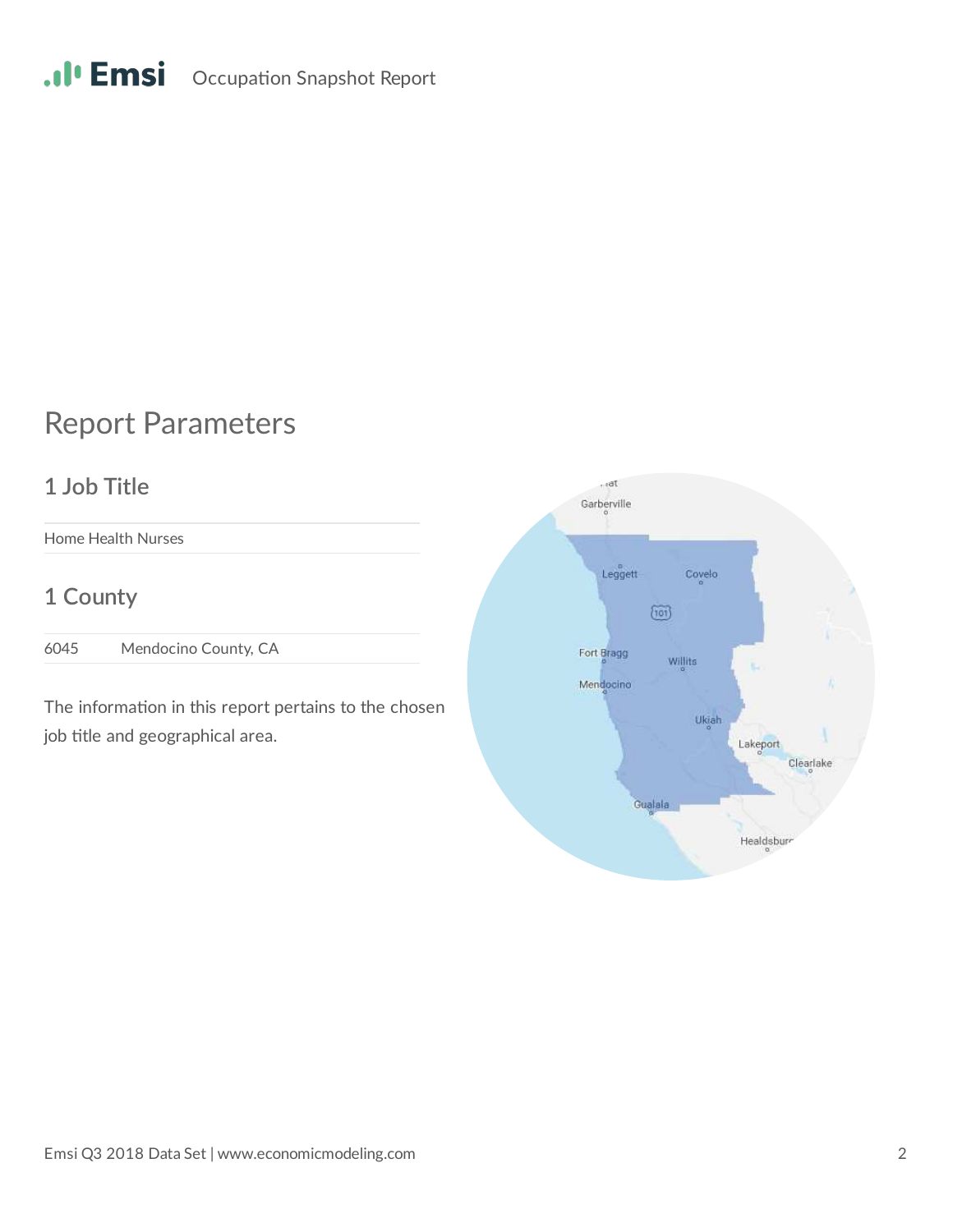## Report Parameters

### 1 Job Title

Home Health Nurses

### 1 County

| | |
|---|---|
| 6045 | Mendocino County, CA |

The information in this report pertains to the chosen job title and geographical area.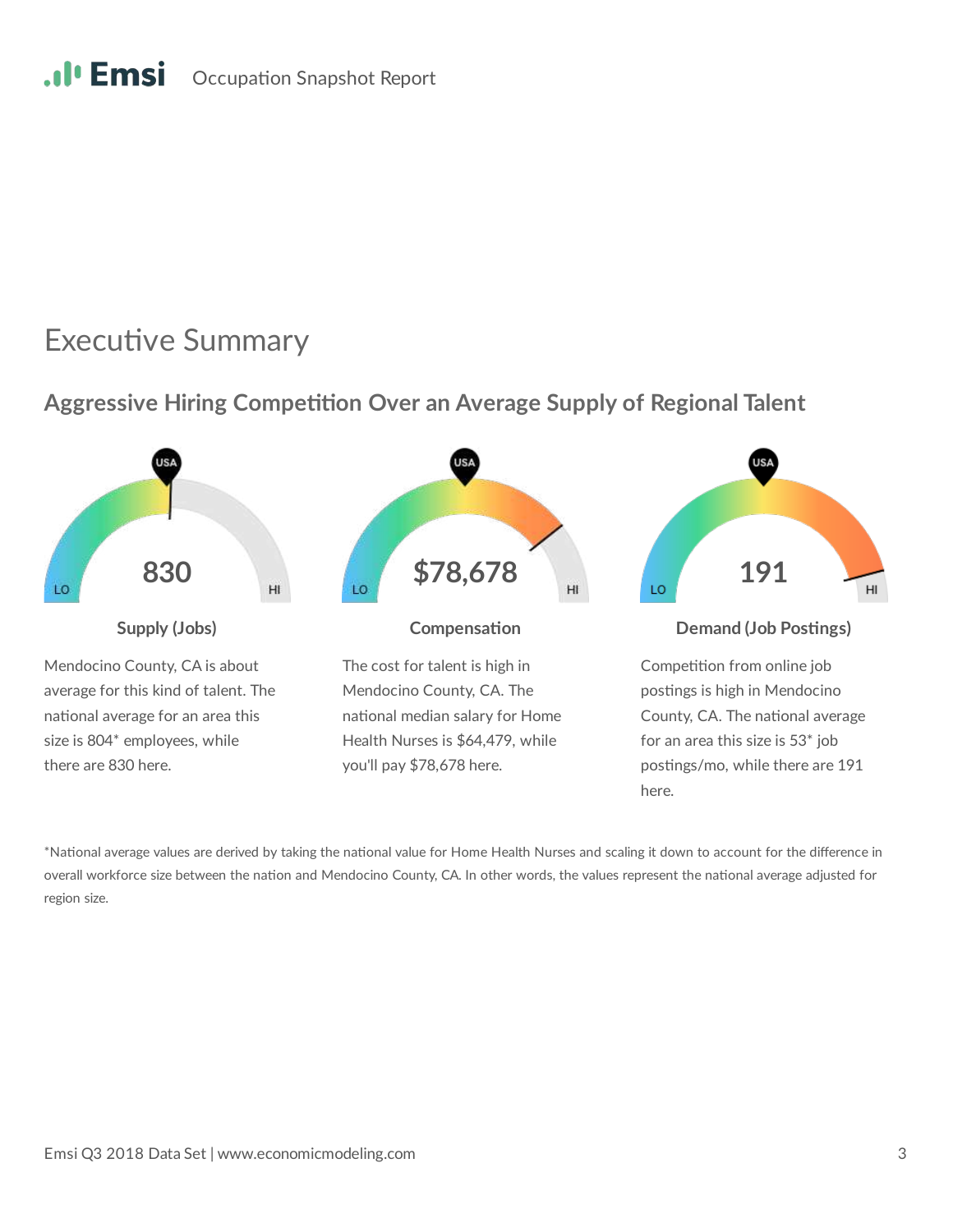# Executive Summary

## Aggressive Hiring Competition Over an Average Supply of Regional Talent

**830**

**Supply (Jobs)**

Mendocino County, CA is about average for this kind of talent. The national average for an area this size is 804* employees, while there are 830 here.

**$78,678**

**Compensation**

The cost for talent is high in Mendocino County, CA. The national median salary for Home Health Nurses is $64,479, while you'll pay $78,678 here.

**191**

**Demand (Job Postings)**

Competition from online job postings is high in Mendocino County, CA. The national average for an area this size is 53* job postings/mo, while there are 191 here.

*National average values are derived by taking the national value for Home Health Nurses and scaling it down to account for the difference in overall workforce size between the nation and Mendocino County, CA. In other words, the values represent the national average adjusted for region size.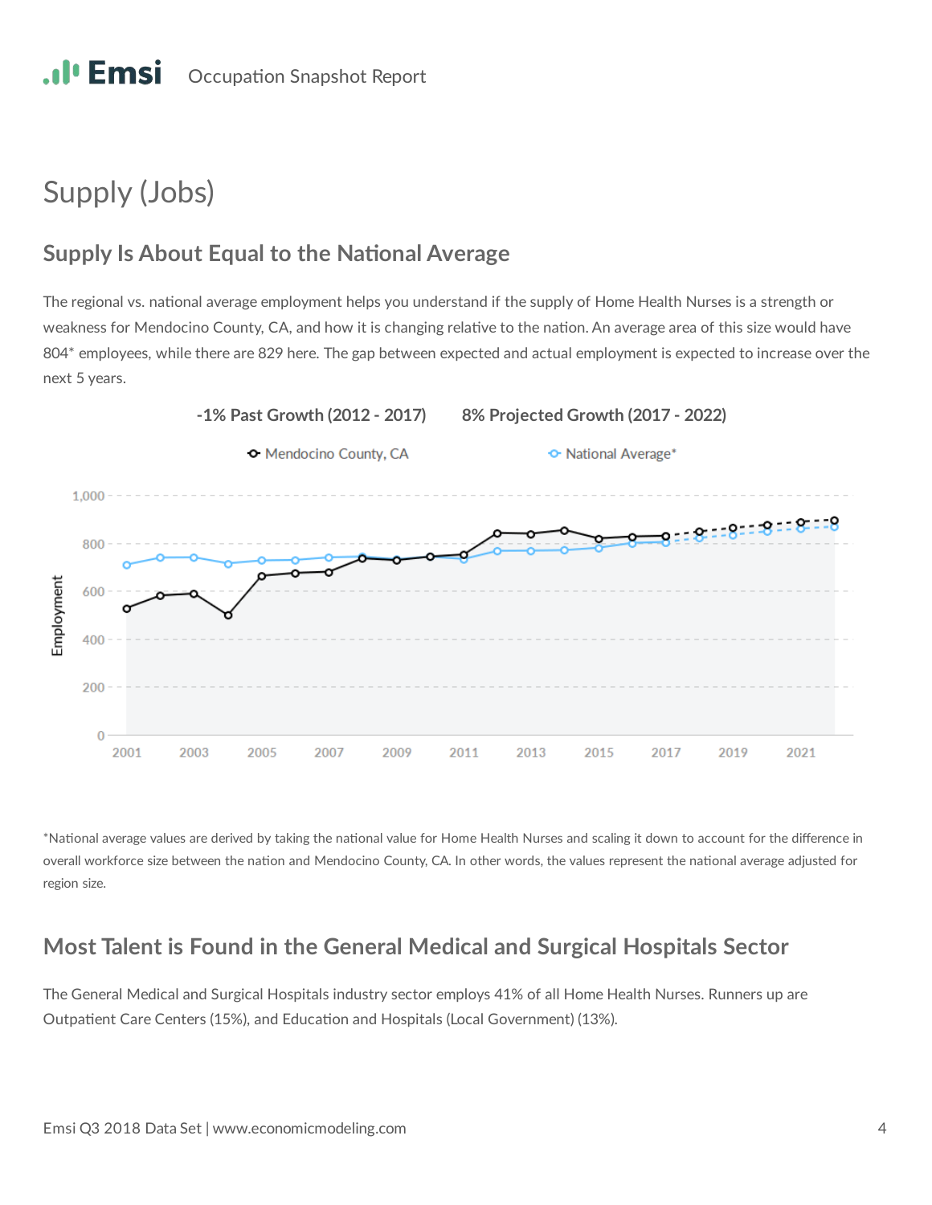# Supply (Jobs)

## Supply Is About Equal to the National Average

The regional vs. national average employment helps you understand if the supply of Home Health Nurses is a strength or weakness for Mendocino County, CA, and how it is changing relative to the nation. An average area of this size would have 804* employees, while there are 829 here. The gap between expected and actual employment is expected to increase over the next 5 years.

**-1% Past Growth (2012 - 2017)** **8% Projected Growth (2017 - 2022)**

*National average values are derived by taking the national value for Home Health Nurses and scaling it down to account for the difference in overall workforce size between the nation and Mendocino County, CA. In other words, the values represent the national average adjusted for region size.

## Most Talent is Found in the General Medical and Surgical Hospitals Sector

The General Medical and Surgical Hospitals industry sector employs 41% of all Home Health Nurses. Runners up are Outpatient Care Centers (15%), and Education and Hospitals (Local Government) (13%).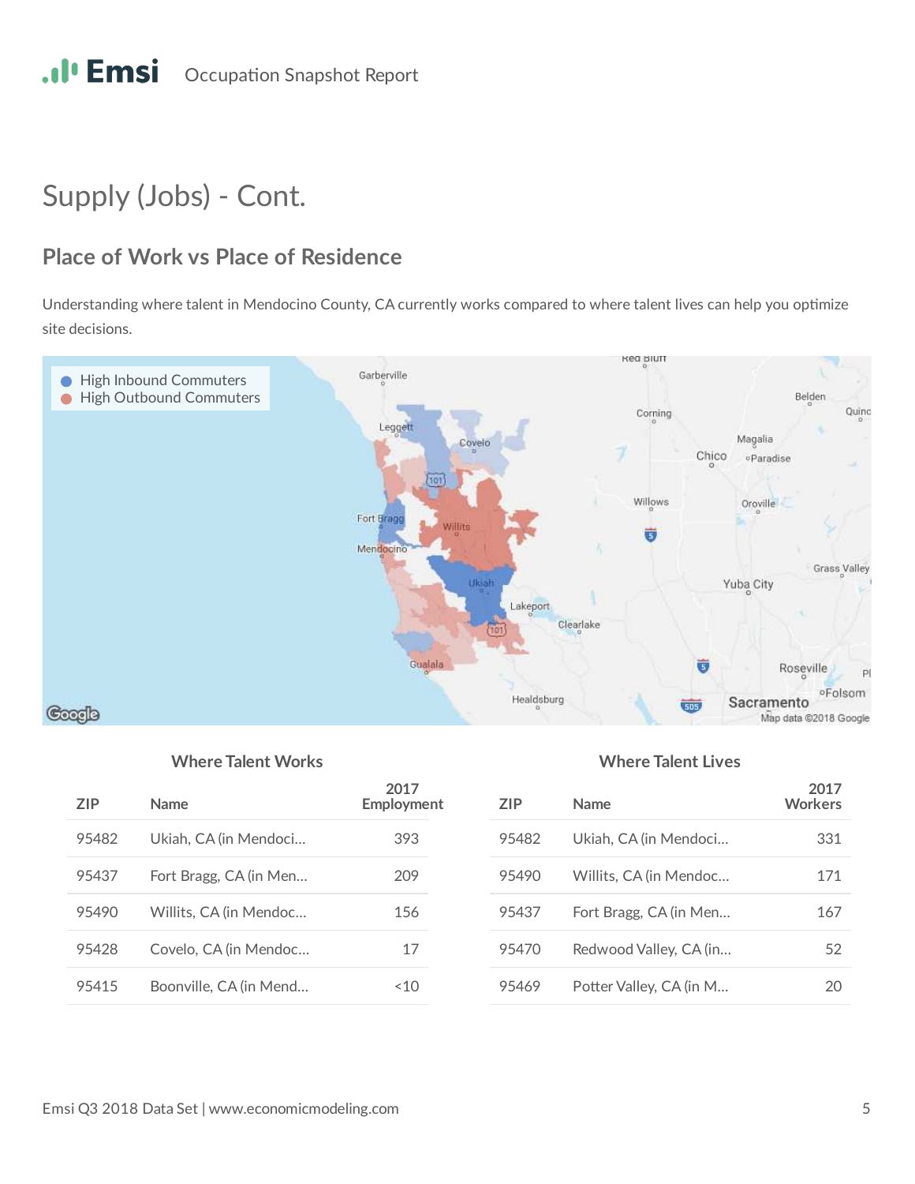Supply (Jobs) - Cont.

## Place of Work vs Place of Residence

Understanding where talent in Mendocino County, CA currently works compared to where talent lives can help you optimize site decisions.

### Where Talent Works

| ZIP | Name | 2017 Employment |
|---|---|---|
| 95482 | Ukiah, CA (in Mendoci… | 393 |
| 95437 | Fort Bragg, CA (in Men… | 209 |
| 95490 | Willits, CA (in Mendoc… | 156 |
| 95428 | Covelo, CA (in Mendoc… | 17 |
| 95415 | Boonville, CA (in Mend… | <10 |

### Where Talent Lives

| ZIP | Name | 2017 Workers |
|---|---|---|
| 95482 | Ukiah, CA (in Mendoci… | 331 |
| 95490 | Willits, CA (in Mendoc… | 171 |
| 95437 | Fort Bragg, CA (in Men… | 167 |
| 95470 | Redwood Valley, CA (in… | 52 |
| 95469 | Potter Valley, CA (in M… | 20 |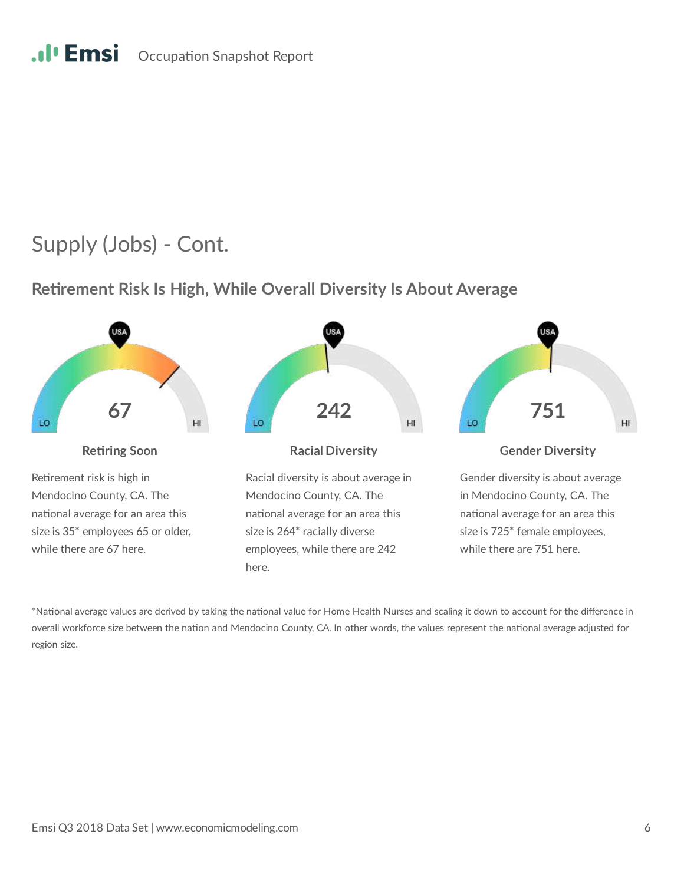## Supply (Jobs) - Cont.

### Retirement Risk Is High, While Overall Diversity Is About Average

**67**

**Retiring Soon**

Retirement risk is high in Mendocino County, CA. The national average for an area this size is 35* employees 65 or older, while there are 67 here.

**242**

**Racial Diversity**

Racial diversity is about average in Mendocino County, CA. The national average for an area this size is 264* racially diverse employees, while there are 242 here.

**751**

**Gender Diversity**

Gender diversity is about average in Mendocino County, CA. The national average for an area this size is 725* female employees, while there are 751 here.

*National average values are derived by taking the national value for Home Health Nurses and scaling it down to account for the difference in overall workforce size between the nation and Mendocino County, CA. In other words, the values represent the national average adjusted for region size.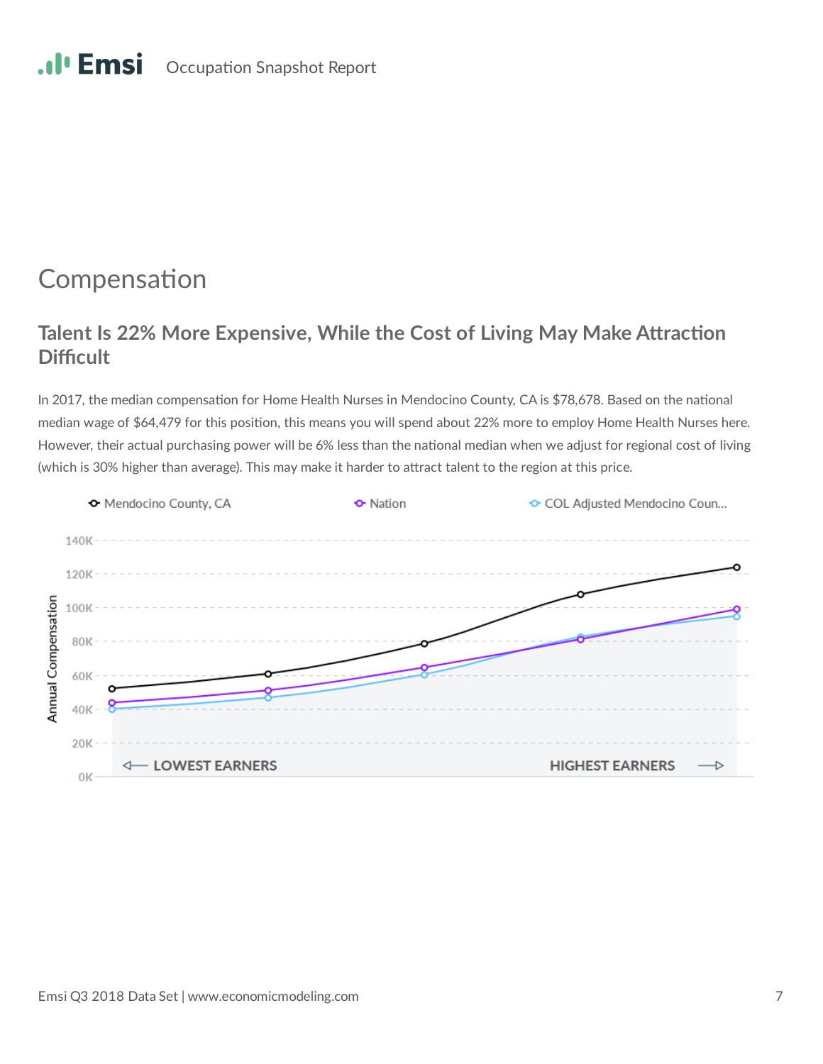# Compensation

## Talent Is 22% More Expensive, While the Cost of Living May Make Attraction Difficult

In 2017, the median compensation for Home Health Nurses in Mendocino County, CA is $78,678. Based on the national median wage of $64,479 for this position, this means you will spend about 22% more to employ Home Health Nurses here. However, their actual purchasing power will be 6% less than the national median when we adjust for regional cost of living (which is 30% higher than average). This may make it harder to attract talent to the region at this price.

Mendocino County, CA | Nation | COL Adjusted Mendocino Coun...

Annual Compensation: 0K, 20K, 40K, 60K, 80K, 100K, 120K, 140K

LOWEST EARNERS | HIGHEST EARNERS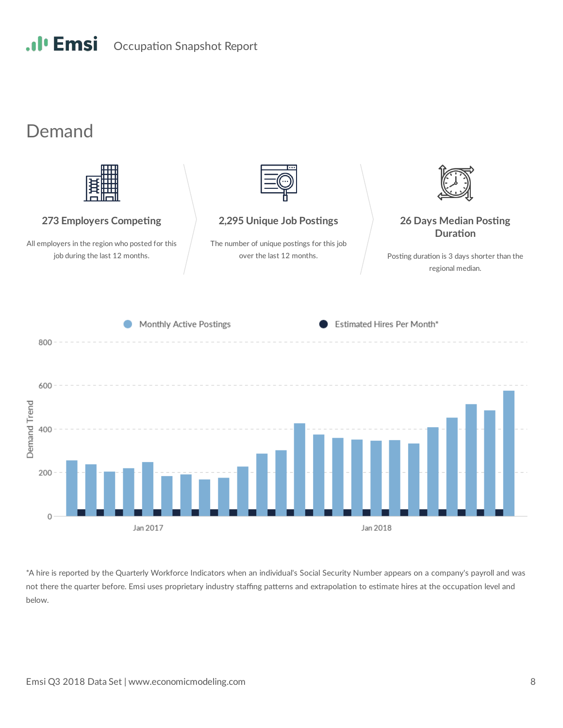## Demand

**273 Employers Competing**

All employers in the region who posted for this job during the last 12 months.

**2,295 Unique Job Postings**

The number of unique postings for this job over the last 12 months.

**26 Days Median Posting Duration**

Posting duration is 3 days shorter than the regional median.

Monthly Active Postings | Estimated Hires Per Month*

Demand Trend

800 | 600 | 400 | 200 | 0

Jan 2017 | Jan 2018

*A hire is reported by the Quarterly Workforce Indicators when an individual's Social Security Number appears on a company's payroll and was not there the quarter before. Emsi uses proprietary industry staffing patterns and extrapolation to estimate hires at the occupation level and below.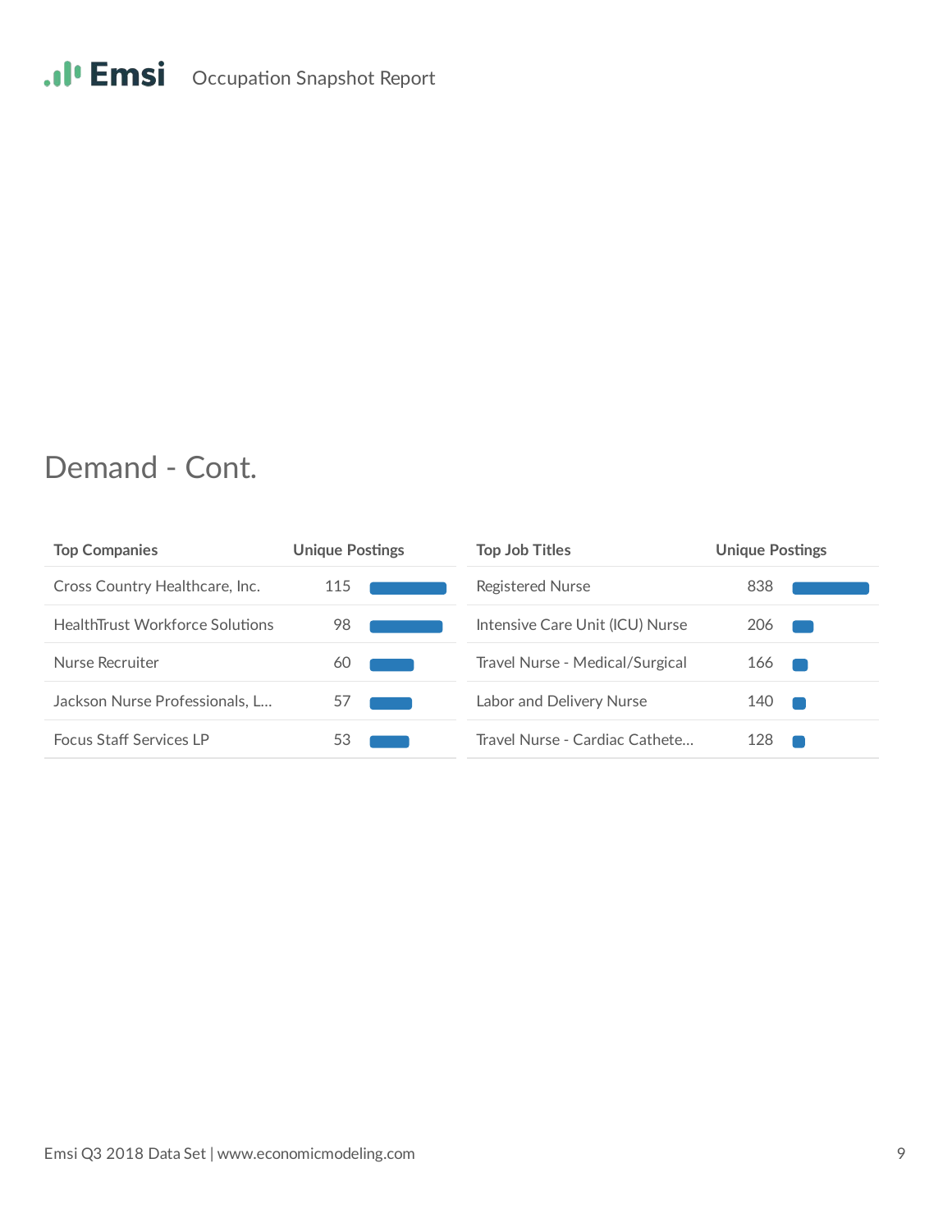## Demand - Cont.

| Top Companies | Unique Postings |
| --- | --- |
| Cross Country Healthcare, Inc. | 115 |
| HealthTrust Workforce Solutions | 98 |
| Nurse Recruiter | 60 |
| Jackson Nurse Professionals, L... | 57 |
| Focus Staff Services LP | 53 |

| Top Job Titles | Unique Postings |
| --- | --- |
| Registered Nurse | 838 |
| Intensive Care Unit (ICU) Nurse | 206 |
| Travel Nurse - Medical/Surgical | 166 |
| Labor and Delivery Nurse | 140 |
| Travel Nurse - Cardiac Cathete... | 128 |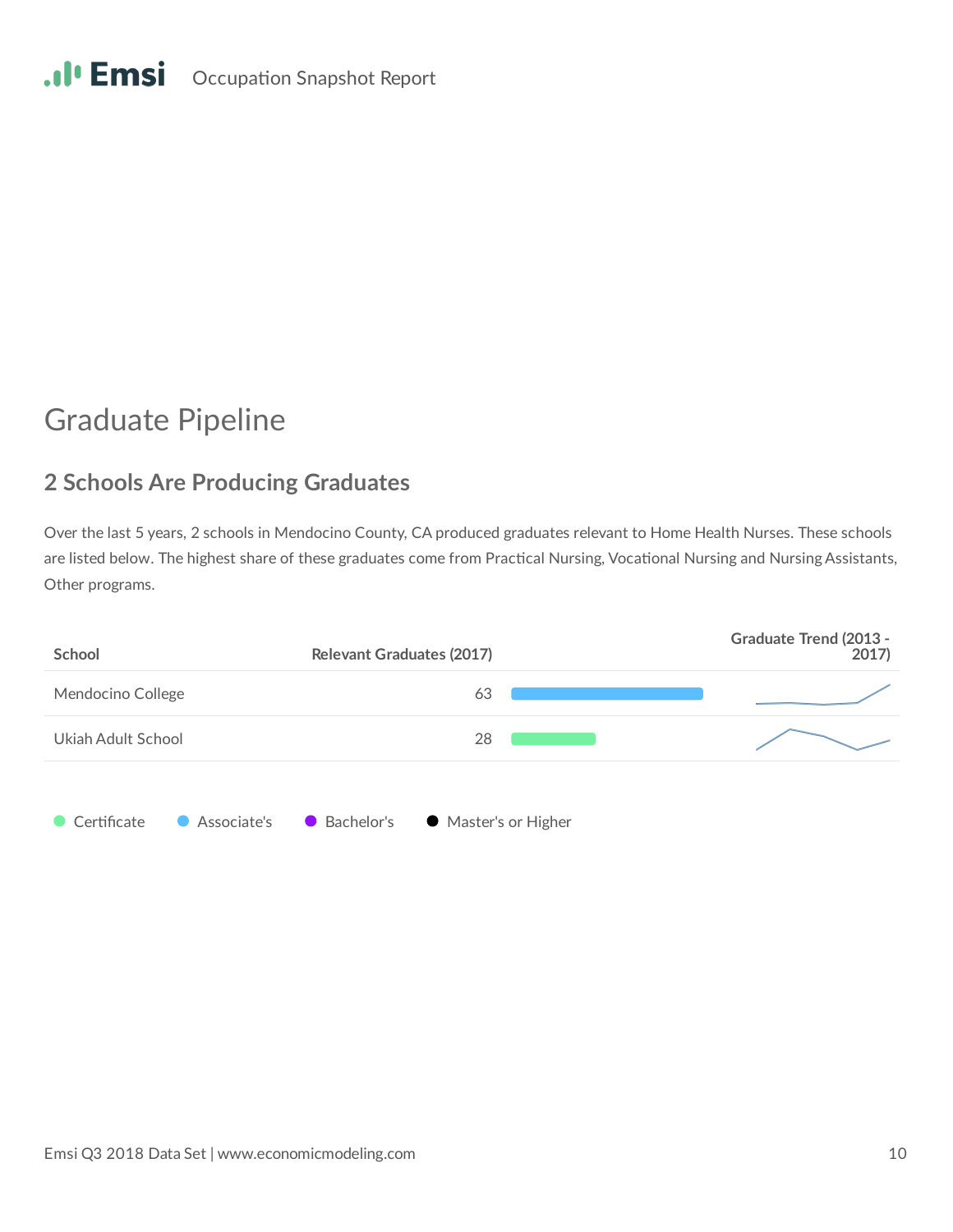## Graduate Pipeline

### 2 Schools Are Producing Graduates

Over the last 5 years, 2 schools in Mendocino County, CA produced graduates relevant to Home Health Nurses. These schools are listed below. The highest share of these graduates come from Practical Nursing, Vocational Nursing and Nursing Assistants, Other programs.

| School | Relevant Graduates (2017) | Graduate Trend (2013 - 2017) |
|---|---|---|
| Mendocino College | 63 | |
| Ukiah Adult School | 28 | |

Certificate
Associate's
Bachelor's
Master's or Higher